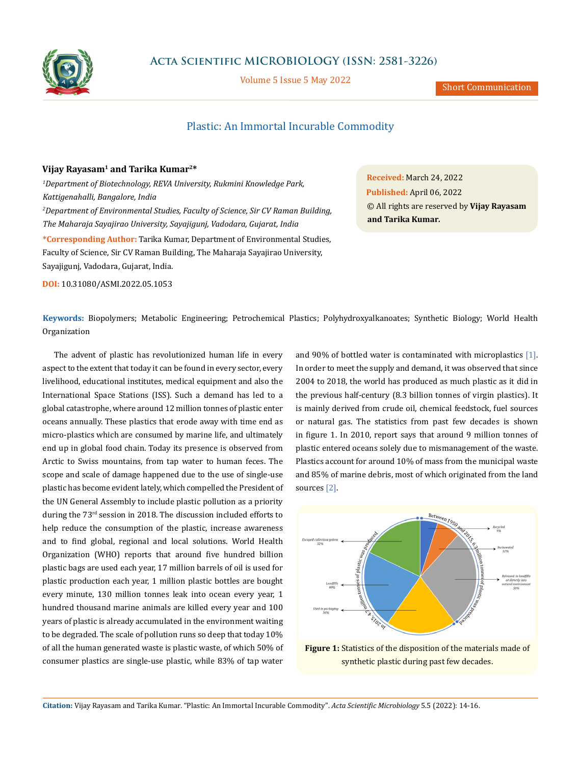# Plastic: An Immortal Incurable Commodity

**Vijay Rayasam[1] and Tarika Kumar[2]***

[1]*Department of Biotechnology, REVA University, Rukmini Knowledge Park, Kattigenahalli, Bangalore, India*

[2]*Department of Environmental Studies, Faculty of Science, Sir CV Raman Building, The Maharaja Sayajirao University, Sayajigunj, Vadodara, Gujarat, India*

***Corresponding Author:** Tarika Kumar, Department of Environmental Studies, Faculty of Science, Sir CV Raman Building, The Maharaja Sayajirao University, Sayajigunj, Vadodara, Gujarat, India.

**DOI:** 10.31080/ASMI.2022.05.1053

**Received:** March 24, 2022
**Published:** April 06, 2022
© All rights are reserved by **Vijay Rayasam and Tarika Kumar.**

**Keywords:** Biopolymers; Metabolic Engineering; Petrochemical Plastics; Polyhydroxyalkanoates; Synthetic Biology; World Health Organization

The advent of plastic has revolutionized human life in every aspect to the extent that today it can be found in every sector, every livelihood, educational institutes, medical equipment and also the International Space Stations (ISS). Such a demand has led to a global catastrophe, where around 12 million tonnes of plastic enter oceans annually. These plastics that erode away with time end as micro-plastics which are consumed by marine life, and ultimately end up in global food chain. Today its presence is observed from Arctic to Swiss mountains, from tap water to human feces. The scope and scale of damage happened due to the use of single-use plastic has become evident lately, which compelled the President of the UN General Assembly to include plastic pollution as a priority during the 73rd session in 2018. The discussion included efforts to help reduce the consumption of the plastic, increase awareness and to find global, regional and local solutions. World Health Organization (WHO) reports that around five hundred billion plastic bags are used each year, 17 million barrels of oil is used for plastic production each year, 1 million plastic bottles are bought every minute, 130 million tonnes leak into ocean every year, 1 hundred thousand marine animals are killed every year and 100 years of plastic is already accumulated in the environment waiting to be degraded. The scale of pollution runs so deep that today 10% of all the human generated waste is plastic waste, of which 50% of consumer plastics are single-use plastic, while 83% of tap water and 90% of bottled water is contaminated with microplastics [1]. In order to meet the supply and demand, it was observed that since 2004 to 2018, the world has produced as much plastic as it did in the previous half-century (8.3 billion tonnes of virgin plastics). It is mainly derived from crude oil, chemical feedstock, fuel sources or natural gas. The statistics from past few decades is shown in figure 1. In 2010, report says that around 9 million tonnes of plastic entered oceans solely due to mismanagement of the waste. Plastics account for around 10% of mass from the municipal waste and 85% of marine debris, most of which originated from the land sources [2].

**Figure 1:** Statistics of the disposition of the materials made of synthetic plastic during past few decades.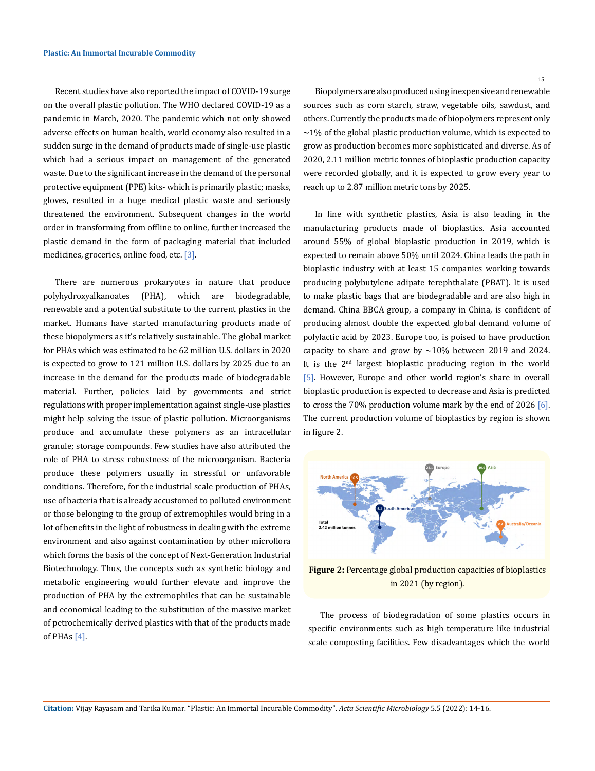Recent studies have also reported the impact of COVID-19 surge on the overall plastic pollution. The WHO declared COVID-19 as a pandemic in March, 2020. The pandemic which not only showed adverse effects on human health, world economy also resulted in a sudden surge in the demand of products made of single-use plastic which had a serious impact on management of the generated waste. Due to the significant increase in the demand of the personal protective equipment (PPE) kits- which is primarily plastic; masks, gloves, resulted in a huge medical plastic waste and seriously threatened the environment. Subsequent changes in the world order in transforming from offline to online, further increased the plastic demand in the form of packaging material that included medicines, groceries, online food, etc. [3].

There are numerous prokaryotes in nature that produce polyhydroxyalkanoates (PHA), which are biodegradable, renewable and a potential substitute to the current plastics in the market. Humans have started manufacturing products made of these biopolymers as it's relatively sustainable. The global market for PHAs which was estimated to be 62 million U.S. dollars in 2020 is expected to grow to 121 million U.S. dollars by 2025 due to an increase in the demand for the products made of biodegradable material. Further, policies laid by governments and strict regulations with proper implementation against single-use plastics might help solving the issue of plastic pollution. Microorganisms produce and accumulate these polymers as an intracellular granule; storage compounds. Few studies have also attributed the role of PHA to stress robustness of the microorganism. Bacteria produce these polymers usually in stressful or unfavorable conditions. Therefore, for the industrial scale production of PHAs, use of bacteria that is already accustomed to polluted environment or those belonging to the group of extremophiles would bring in a lot of benefits in the light of robustness in dealing with the extreme environment and also against contamination by other microflora which forms the basis of the concept of Next-Generation Industrial Biotechnology. Thus, the concepts such as synthetic biology and metabolic engineering would further elevate and improve the production of PHA by the extremophiles that can be sustainable and economical leading to the substitution of the massive market of petrochemically derived plastics with that of the products made of PHAs [4].

Biopolymers are also produced using inexpensive and renewable sources such as corn starch, straw, vegetable oils, sawdust, and others. Currently the products made of biopolymers represent only ~1% of the global plastic production volume, which is expected to grow as production becomes more sophisticated and diverse. As of 2020, 2.11 million metric tonnes of bioplastic production capacity were recorded globally, and it is expected to grow every year to reach up to 2.87 million metric tons by 2025.

In line with synthetic plastics, Asia is also leading in the manufacturing products made of bioplastics. Asia accounted around 55% of global bioplastic production in 2019, which is expected to remain above 50% until 2024. China leads the path in bioplastic industry with at least 15 companies working towards producing polybutylene adipate terephthalate (PBAT). It is used to make plastic bags that are biodegradable and are also high in demand. China BBCA group, a company in China, is confident of producing almost double the expected global demand volume of polylactic acid by 2023. Europe too, is poised to have production capacity to share and grow by ~10% between 2019 and 2024. It is the 2nd largest bioplastic producing region in the world [5]. However, Europe and other world region's share in overall bioplastic production is expected to decrease and Asia is predicted to cross the 70% production volume mark by the end of 2026 [6]. The current production volume of bioplastics by region is shown in figure 2.

**Figure 2:** Percentage global production capacities of bioplastics in 2021 (by region).

The process of biodegradation of some plastics occurs in specific environments such as high temperature like industrial scale composting facilities. Few disadvantages which the world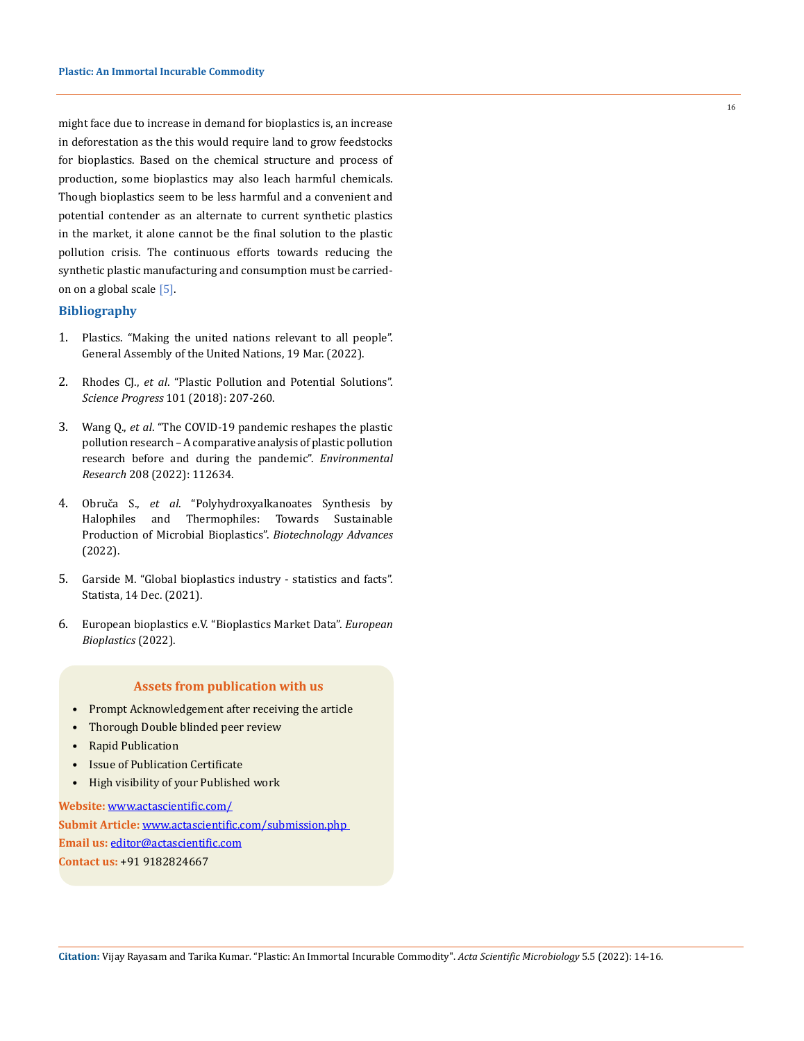might face due to increase in demand for bioplastics is, an increase in deforestation as the this would require land to grow feedstocks for bioplastics. Based on the chemical structure and process of production, some bioplastics may also leach harmful chemicals. Though bioplastics seem to be less harmful and a convenient and potential contender as an alternate to current synthetic plastics in the market, it alone cannot be the final solution to the plastic pollution crisis. The continuous efforts towards reducing the synthetic plastic manufacturing and consumption must be carried-on on a global scale [5].

## Bibliography

1. Plastics. "Making the united nations relevant to all people". General Assembly of the United Nations, 19 Mar. (2022).
2. Rhodes CJ., *et al*. "Plastic Pollution and Potential Solutions". *Science Progress* 101 (2018): 207-260.
3. Wang Q., *et al*. "The COVID-19 pandemic reshapes the plastic pollution research – A comparative analysis of plastic pollution research before and during the pandemic". *Environmental Research* 208 (2022): 112634.
4. Obruča S., *et al*. "Polyhydroxyalkanoates Synthesis by Halophiles and Thermophiles: Towards Sustainable Production of Microbial Bioplastics". *Biotechnology Advances* (2022).
5. Garside M. "Global bioplastics industry - statistics and facts". Statista, 14 Dec. (2021).
6. European bioplastics e.V. "Bioplastics Market Data". *European Bioplastics* (2022).

### Assets from publication with us

- Prompt Acknowledgement after receiving the article
- Thorough Double blinded peer review
- Rapid Publication
- Issue of Publication Certificate
- High visibility of your Published work

**Website:** www.actascientific.com/
**Submit Article:** www.actascientific.com/submission.php
**Email us:** editor@actascientific.com
**Contact us:** +91 9182824667